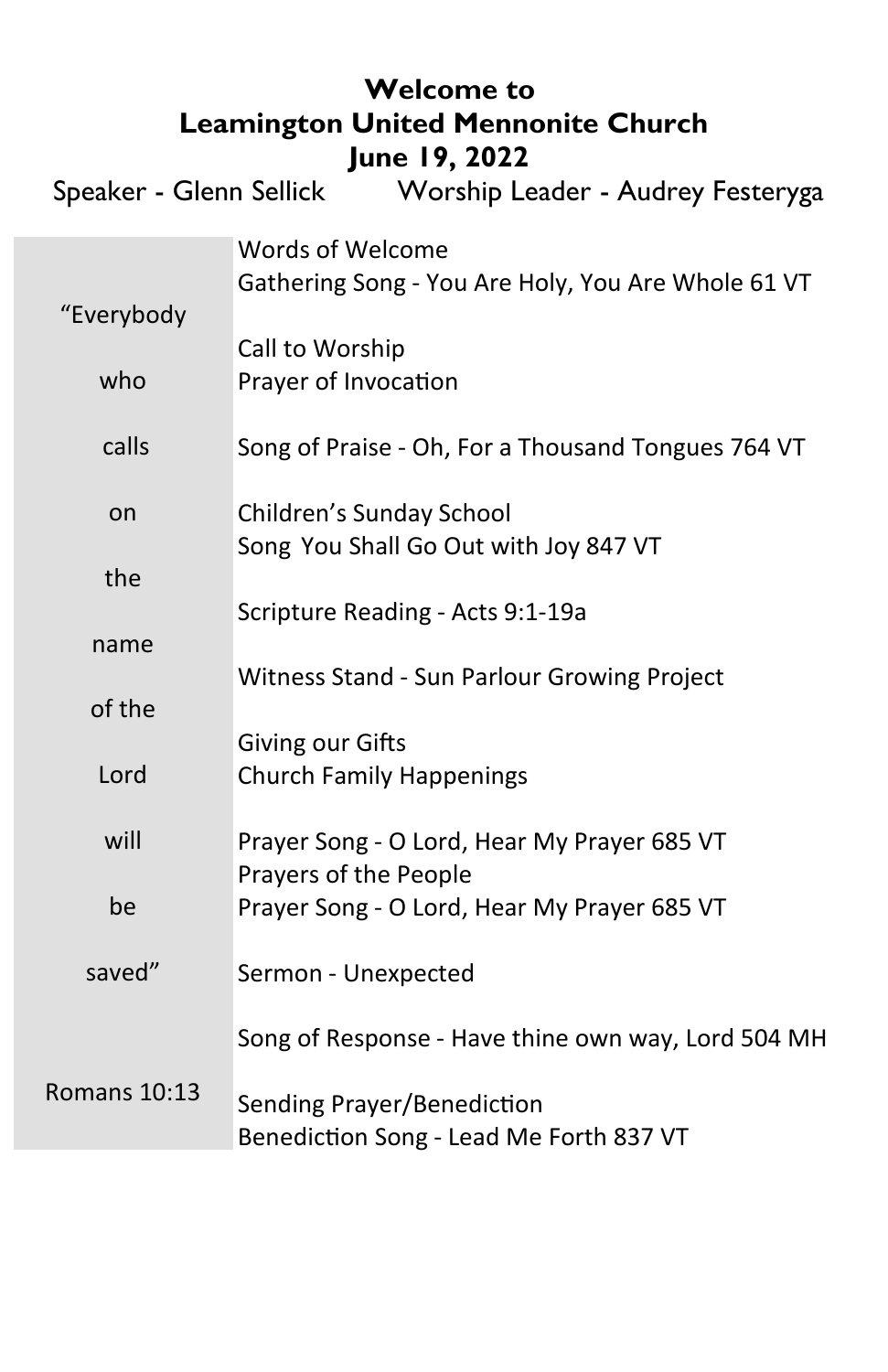# Welcome to
# Leamington United Mennonite Church
## June 19, 2022

Speaker - Glenn Sellick    Worship Leader - Audrey Festeryga

Words of Welcome
Gathering Song - You Are Holy, You Are Whole 61 VT

Call to Worship
Prayer of Invocation

Song of Praise - Oh, For a Thousand Tongues 764 VT

Children's Sunday School
Song You Shall Go Out with Joy 847 VT

Scripture Reading - Acts 9:1-19a

Witness Stand - Sun Parlour Growing Project

Giving our Gifts
Church Family Happenings

Prayer Song - O Lord, Hear My Prayer 685 VT
Prayers of the People
Prayer Song - O Lord, Hear My Prayer 685 VT

Sermon - Unexpected

Song of Response - Have thine own way, Lord 504 MH

Sending Prayer/Benediction
Benediction Song - Lead Me Forth 837 VT

"Everybody who calls on the name of the Lord will be saved"

Romans 10:13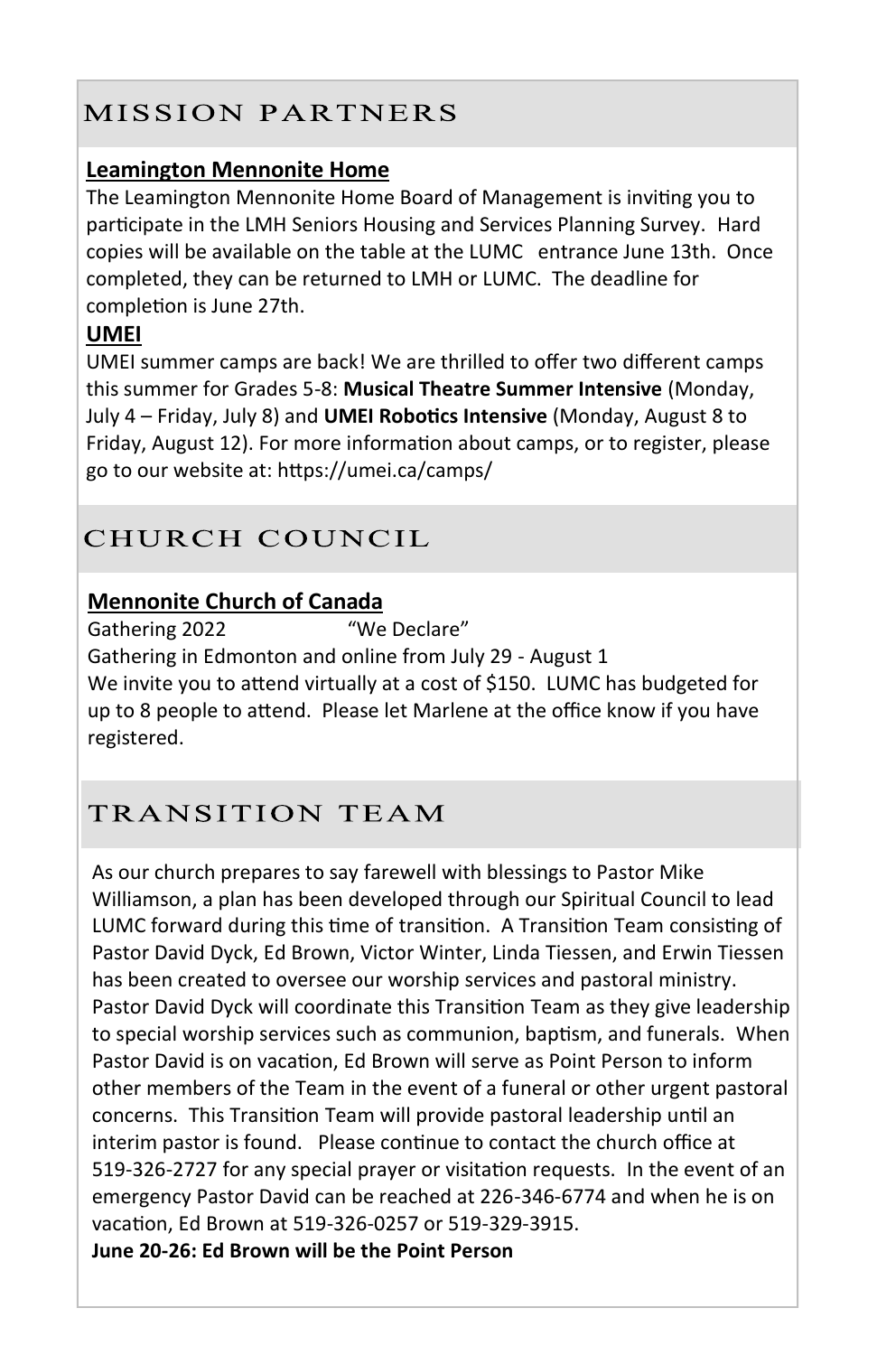## MISSION PARTNERS

**Leamington Mennonite Home**

The Leamington Mennonite Home Board of Management is inviting you to participate in the LMH Seniors Housing and Services Planning Survey. Hard copies will be available on the table at the LUMC entrance June 13th. Once completed, they can be returned to LMH or LUMC. The deadline for completion is June 27th.

**UMEI**

UMEI summer camps are back! We are thrilled to offer two different camps this summer for Grades 5-8: **Musical Theatre Summer Intensive** (Monday, July 4 – Friday, July 8) and **UMEI Robotics Intensive** (Monday, August 8 to Friday, August 12). For more information about camps, or to register, please go to our website at: https://umei.ca/camps/

## CHURCH COUNCIL

**Mennonite Church of Canada**

Gathering 2022 "We Declare"

Gathering in Edmonton and online from July 29 - August 1

We invite you to attend virtually at a cost of $150. LUMC has budgeted for up to 8 people to attend. Please let Marlene at the office know if you have registered.

## TRANSITION TEAM

As our church prepares to say farewell with blessings to Pastor Mike Williamson, a plan has been developed through our Spiritual Council to lead LUMC forward during this time of transition. A Transition Team consisting of Pastor David Dyck, Ed Brown, Victor Winter, Linda Tiessen, and Erwin Tiessen has been created to oversee our worship services and pastoral ministry. Pastor David Dyck will coordinate this Transition Team as they give leadership to special worship services such as communion, baptism, and funerals. When Pastor David is on vacation, Ed Brown will serve as Point Person to inform other members of the Team in the event of a funeral or other urgent pastoral concerns. This Transition Team will provide pastoral leadership until an interim pastor is found. Please continue to contact the church office at 519-326-2727 for any special prayer or visitation requests. In the event of an emergency Pastor David can be reached at 226-346-6774 and when he is on vacation, Ed Brown at 519-326-0257 or 519-329-3915.

**June 20-26: Ed Brown will be the Point Person**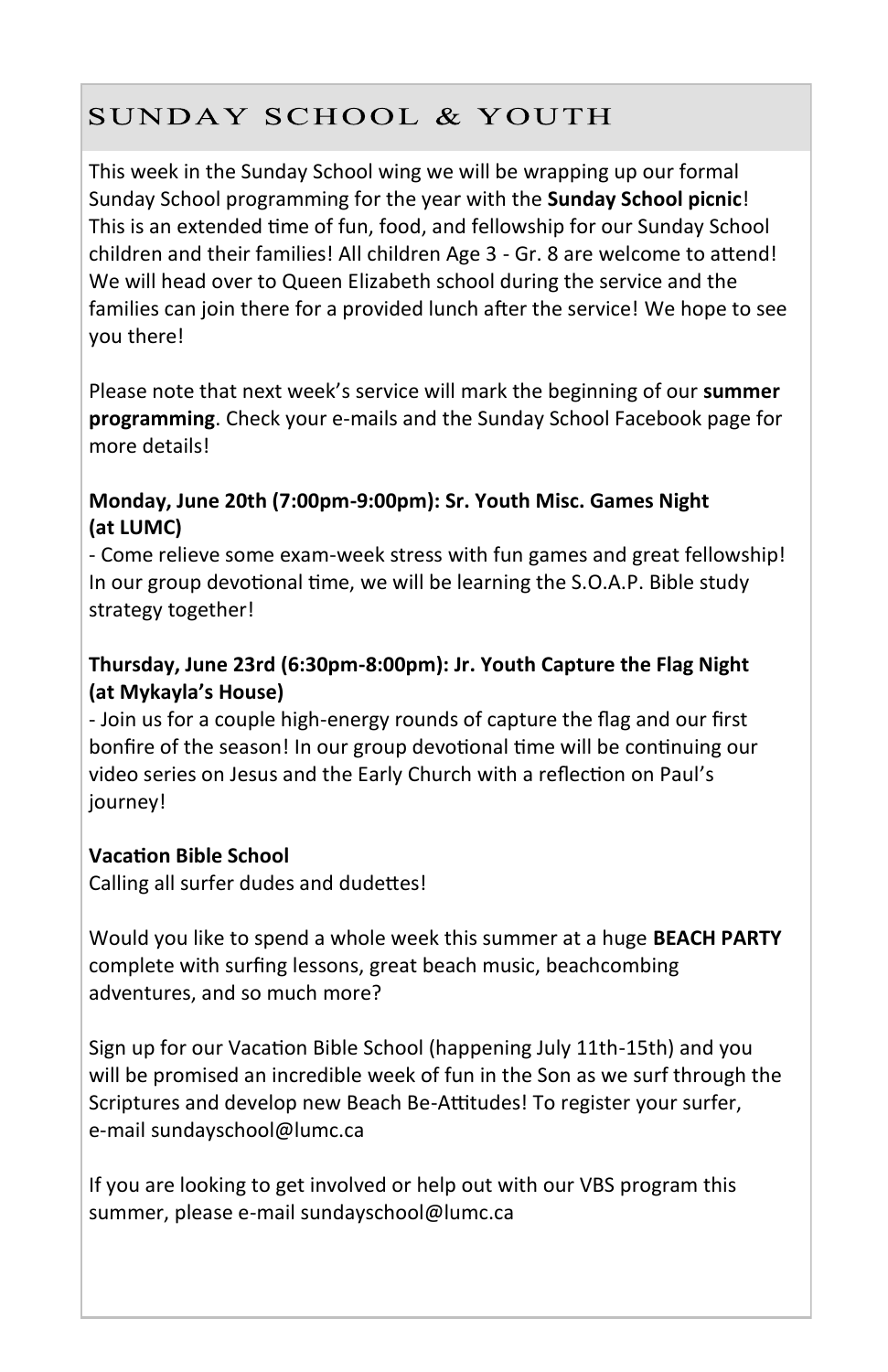## SUNDAY SCHOOL & YOUTH

This week in the Sunday School wing we will be wrapping up our formal Sunday School programming for the year with the **Sunday School picnic**! This is an extended time of fun, food, and fellowship for our Sunday School children and their families! All children Age 3 - Gr. 8 are welcome to attend! We will head over to Queen Elizabeth school during the service and the families can join there for a provided lunch after the service! We hope to see you there!

Please note that next week's service will mark the beginning of our **summer programming**. Check your e-mails and the Sunday School Facebook page for more details!

**Monday, June 20th (7:00pm-9:00pm): Sr. Youth Misc. Games Night (at LUMC)**

- Come relieve some exam-week stress with fun games and great fellowship! In our group devotional time, we will be learning the S.O.A.P. Bible study strategy together!

**Thursday, June 23rd (6:30pm-8:00pm): Jr. Youth Capture the Flag Night (at Mykayla's House)**

- Join us for a couple high-energy rounds of capture the flag and our first bonfire of the season! In our group devotional time will be continuing our video series on Jesus and the Early Church with a reflection on Paul's journey!

**Vacation Bible School**

Calling all surfer dudes and dudettes!

Would you like to spend a whole week this summer at a huge **BEACH PARTY** complete with surfing lessons, great beach music, beachcombing adventures, and so much more?

Sign up for our Vacation Bible School (happening July 11th-15th) and you will be promised an incredible week of fun in the Son as we surf through the Scriptures and develop new Beach Be-Attitudes! To register your surfer, e-mail sundayschool@lumc.ca

If you are looking to get involved or help out with our VBS program this summer, please e-mail sundayschool@lumc.ca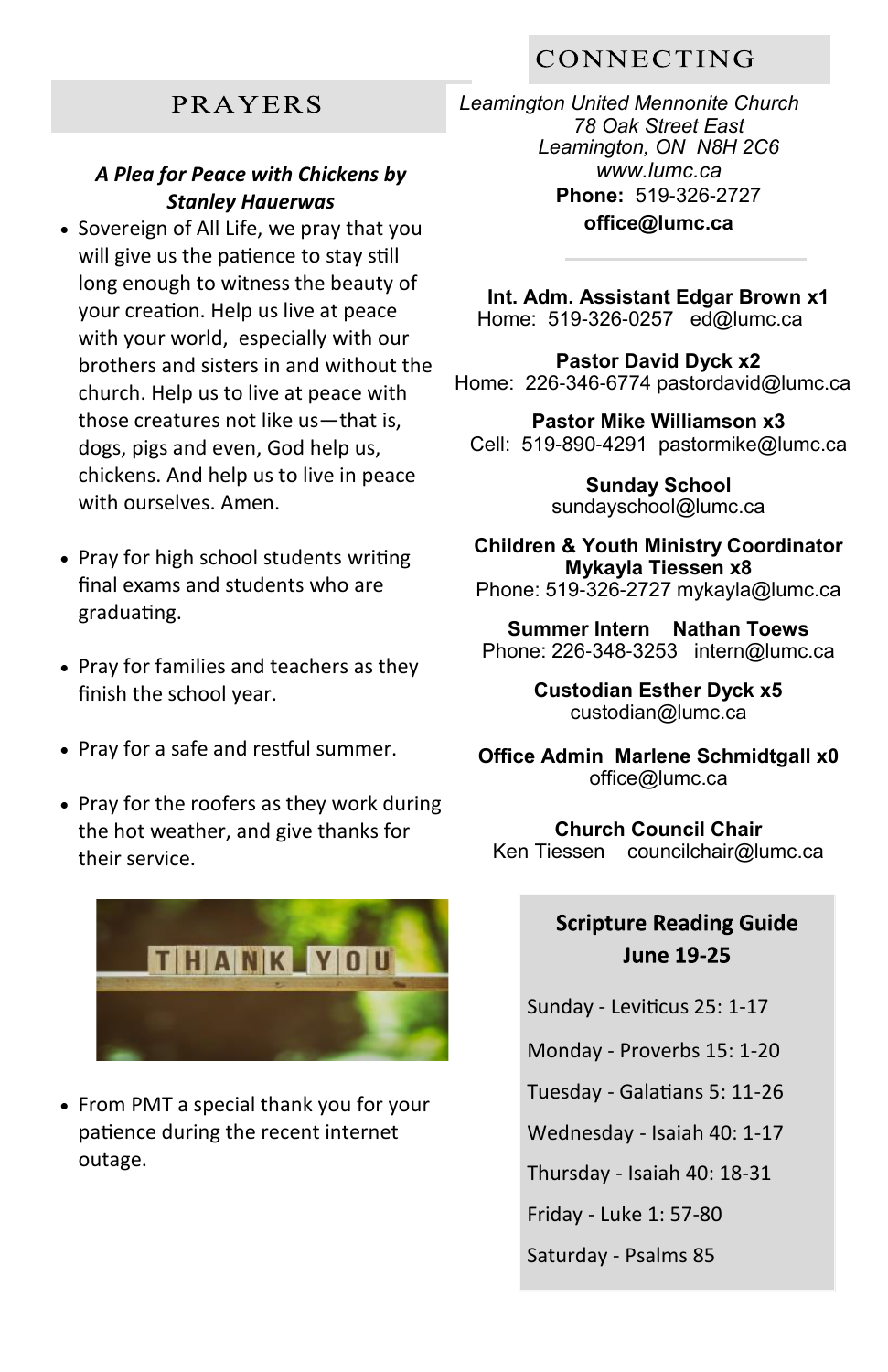## PRAYERS

***A Plea for Peace with Chickens by Stanley Hauerwas***

- Sovereign of All Life, we pray that you will give us the patience to stay still long enough to witness the beauty of your creation. Help us live at peace with your world, especially with our brothers and sisters in and without the church. Help us to live at peace with those creatures not like us—that is, dogs, pigs and even, God help us, chickens. And help us to live in peace with ourselves. Amen.

- Pray for high school students writing final exams and students who are graduating.

- Pray for families and teachers as they finish the school year.

- Pray for a safe and restful summer.

- Pray for the roofers as they work during the hot weather, and give thanks for their service.

- From PMT a special thank you for your patience during the recent internet outage.

## CONNECTING

*Leamington United Mennonite Church*
*78 Oak Street East*
*Leamington, ON N8H 2C6*
*www.lumc.ca*
**Phone:** 519-326-2727
**office@lumc.ca**

**Int. Adm. Assistant Edgar Brown x1**
Home: 519-326-0257 ed@lumc.ca

**Pastor David Dyck x2**
Home: 226-346-6774 pastordavid@lumc.ca

**Pastor Mike Williamson x3**
Cell: 519-890-4291 pastormike@lumc.ca

**Sunday School**
sundayschool@lumc.ca

**Children & Youth Ministry Coordinator Mykayla Tiessen x8**
Phone: 519-326-2727 mykayla@lumc.ca

**Summer Intern Nathan Toews**
Phone: 226-348-3253 intern@lumc.ca

**Custodian Esther Dyck x5**
custodian@lumc.ca

**Office Admin Marlene Schmidtgall x0**
office@lumc.ca

**Church Council Chair**
Ken Tiessen councilchair@lumc.ca

### Scripture Reading Guide June 19-25

Sunday - Leviticus 25: 1-17

Monday - Proverbs 15: 1-20

Tuesday - Galatians 5: 11-26

Wednesday - Isaiah 40: 1-17

Thursday - Isaiah 40: 18-31

Friday - Luke 1: 57-80

Saturday - Psalms 85